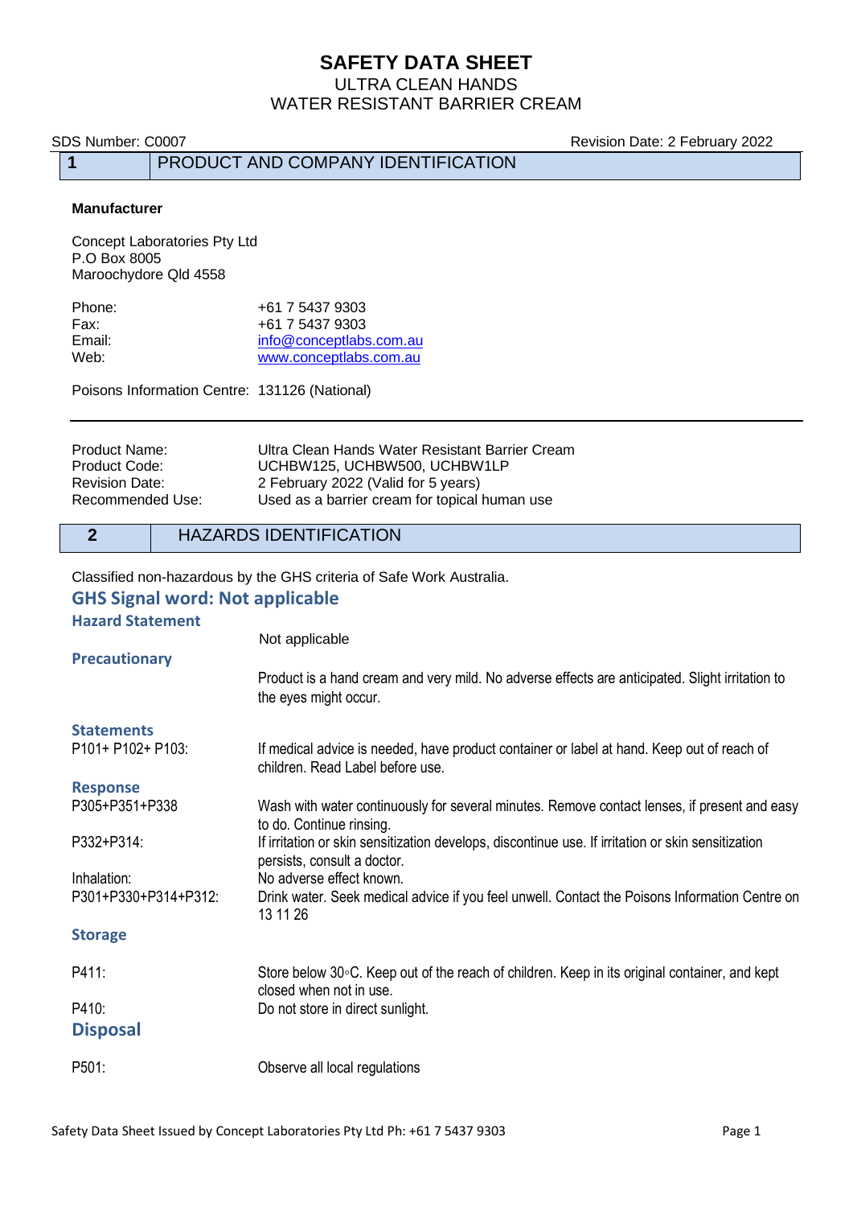# SAFETY DATA SHEET
## ULTRA CLEAN HANDS
## WATER RESISTANT BARRIER CREAM

SDS Number: C0007 Revision Date: 2 February 2022

## 1 PRODUCT AND COMPANY IDENTIFICATION

**Manufacturer**

Concept Laboratories Pty Ltd
P.O Box 8005
Maroochydore Qld 4558

| | |
|---|---|
| Phone: | +61 7 5437 9303 |
| Fax: | +61 7 5437 9303 |
| Email: | info@conceptlabs.com.au |
| Web: | www.conceptlabs.com.au |

Poisons Information Centre: 131126 (National)

---

| | |
|---|---|
| Product Name: | Ultra Clean Hands Water Resistant Barrier Cream |
| Product Code: | UCHBW125, UCHBW500, UCHBW1LP |
| Revision Date: | 2 February 2022 (Valid for 5 years) |
| Recommended Use: | Used as a barrier cream for topical human use |

## 2 HAZARDS IDENTIFICATION

Classified non-hazardous by the GHS criteria of Safe Work Australia.

### GHS Signal word: Not applicable

**Hazard Statement**

Not applicable

**Precautionary**

Product is a hand cream and very mild. No adverse effects are anticipated. Slight irritation to the eyes might occur.

**Statements**

| | |
|---|---|
| P101+ P102+ P103: | If medical advice is needed, have product container or label at hand. Keep out of reach of children. Read Label before use. |

**Response**

| | |
|---|---|
| P305+P351+P338 | Wash with water continuously for several minutes. Remove contact lenses, if present and easy to do. Continue rinsing. |
| P332+P314: | If irritation or skin sensitization develops, discontinue use. If irritation or skin sensitization persists, consult a doctor. |
| Inhalation: | No adverse effect known. |
| P301+P330+P314+P312: | Drink water. Seek medical advice if you feel unwell. Contact the Poisons Information Centre on 13 11 26 |

**Storage**

| | |
|---|---|
| P411: | Store below 30◦C. Keep out of the reach of children. Keep in its original container, and kept closed when not in use. |
| P410: | Do not store in direct sunlight. |

**Disposal**

| | |
|---|---|
| P501: | Observe all local regulations |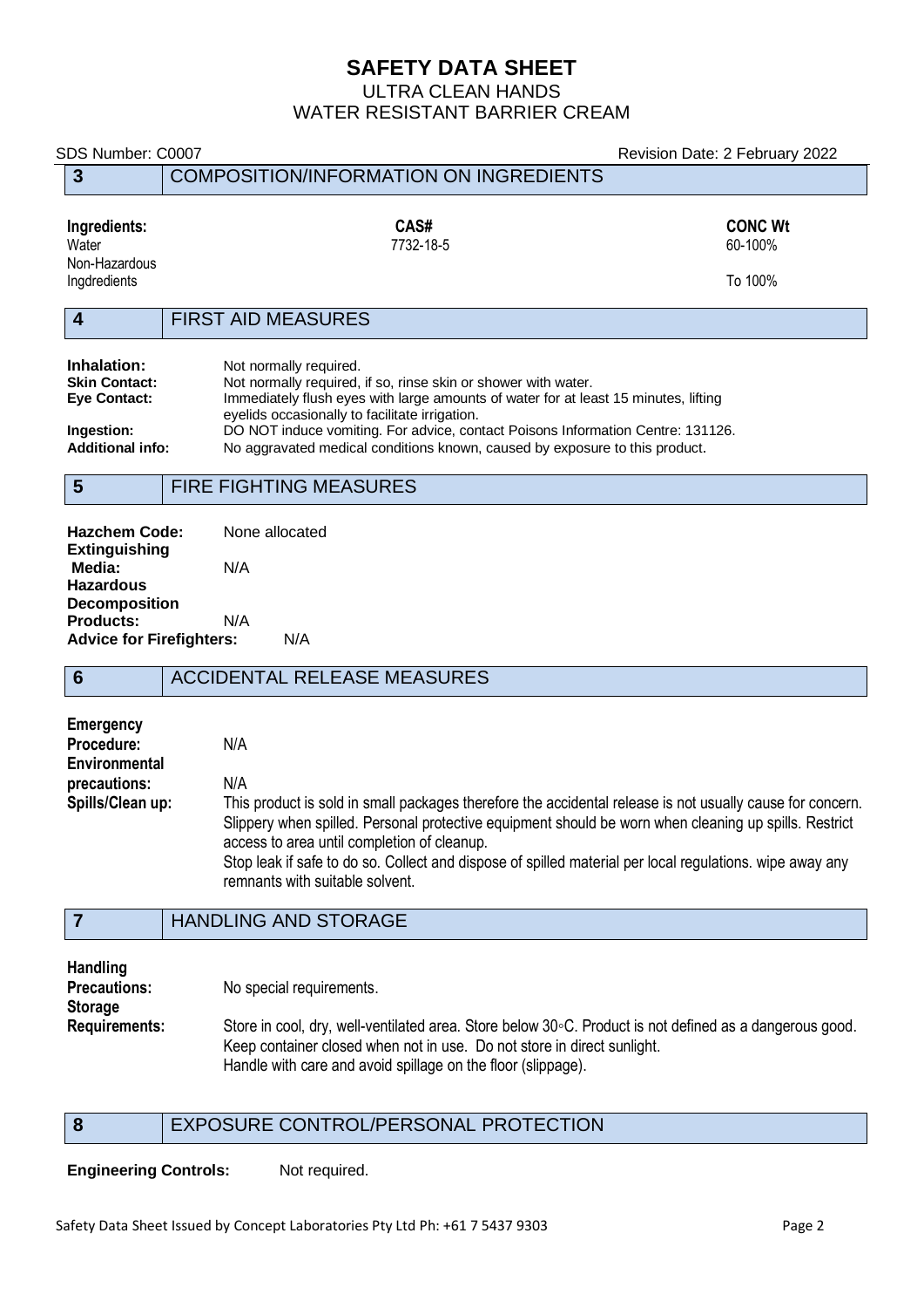# SAFETY DATA SHEET

ULTRA CLEAN HANDS
WATER RESISTANT BARRIER CREAM

SDS Number: C0007 | Revision Date: 2 February 2022

## 3 COMPOSITION/INFORMATION ON INGREDIENTS

| Ingredients: | CAS# | CONC Wt |
|---|---|---|
| Water | 7732-18-5 | 60-100% |
| Non-Hazardous Ingdredients | | To 100% |

## 4 FIRST AID MEASURES

**Inhalation:** Not normally required.
**Skin Contact:** Not normally required, if so, rinse skin or shower with water.
**Eye Contact:** Immediately flush eyes with large amounts of water for at least 15 minutes, lifting eyelids occasionally to facilitate irrigation.
**Ingestion:** DO NOT induce vomiting. For advice, contact Poisons Information Centre: 131126.
**Additional info:** No aggravated medical conditions known, caused by exposure to this product.

## 5 FIRE FIGHTING MEASURES

**Hazchem Code:** None allocated
**Extinguishing Media:** N/A
**Hazardous Decomposition Products:** N/A
**Advice for Firefighters:** N/A

## 6 ACCIDENTAL RELEASE MEASURES

**Emergency Procedure:** N/A
**Environmental precautions:** N/A
**Spills/Clean up:** This product is sold in small packages therefore the accidental release is not usually cause for concern. Slippery when spilled. Personal protective equipment should be worn when cleaning up spills. Restrict access to area until completion of cleanup.
Stop leak if safe to do so. Collect and dispose of spilled material per local regulations. wipe away any remnants with suitable solvent.

## 7 HANDLING AND STORAGE

**Handling Precautions:** No special requirements.
**Storage Requirements:** Store in cool, dry, well-ventilated area. Store below 30◦C. Product is not defined as a dangerous good. Keep container closed when not in use. Do not store in direct sunlight.
Handle with care and avoid spillage on the floor (slippage).

## 8 EXPOSURE CONTROL/PERSONAL PROTECTION

**Engineering Controls:** Not required.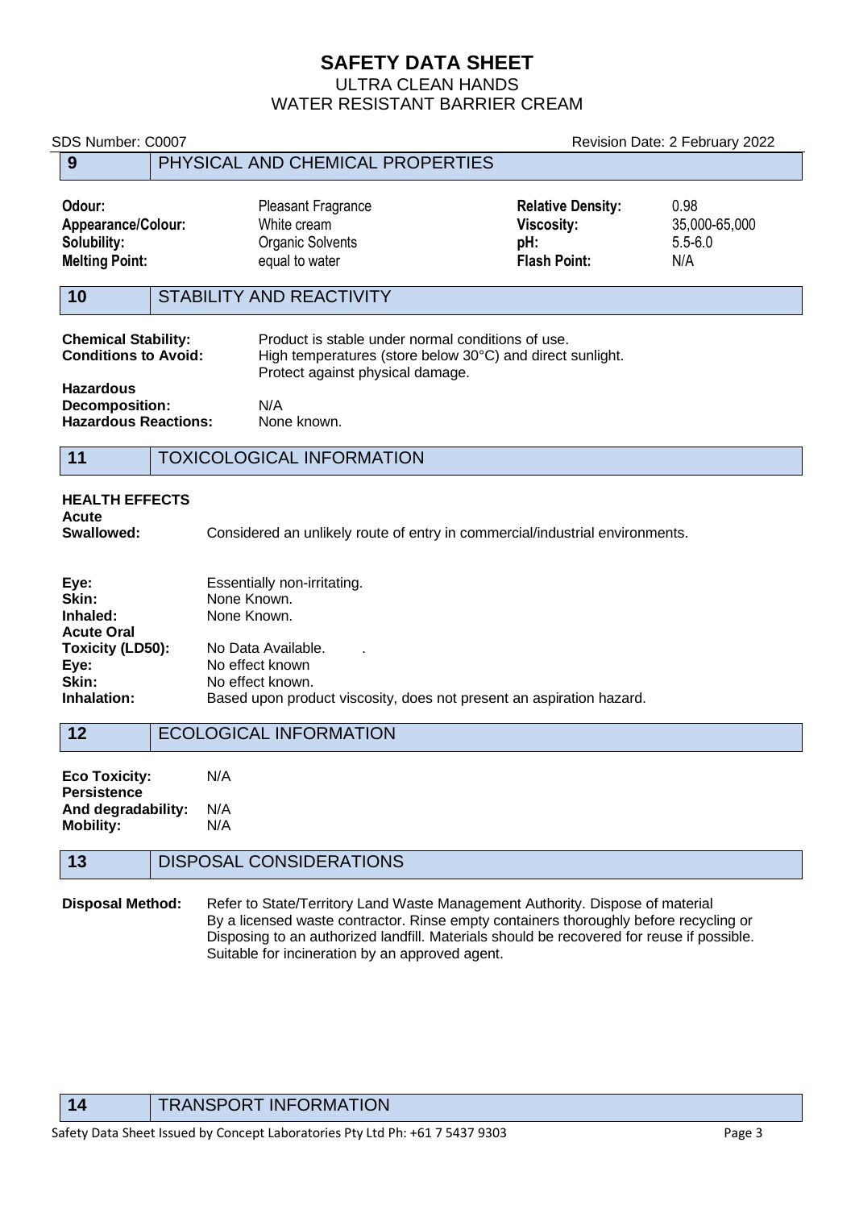# SAFETY DATA SHEET
ULTRA CLEAN HANDS
WATER RESISTANT BARRIER CREAM

SDS Number: C0007 Revision Date: 2 February 2022

## 9 PHYSICAL AND CHEMICAL PROPERTIES

| | | | |
|---|---|---|---|
| **Odour:** | Pleasant Fragrance | **Relative Density:** | 0.98 |
| **Appearance/Colour:** | White cream | **Viscosity:** | 35,000-65,000 |
| **Solubility:** | Organic Solvents | **pH:** | 5.5-6.0 |
| **Melting Point:** | equal to water | **Flash Point:** | N/A |

## 10 STABILITY AND REACTIVITY

**Chemical Stability:** Product is stable under normal conditions of use.

**Conditions to Avoid:** High temperatures (store below 30°C) and direct sunlight. Protect against physical damage.

**Hazardous Decomposition:** N/A

**Hazardous Reactions:** None known.

## 11 TOXICOLOGICAL INFORMATION

**HEALTH EFFECTS**

**Acute Swallowed:** Considered an unlikely route of entry in commercial/industrial environments.

**Eye:** Essentially non-irritating.
**Skin:** None Known.
**Inhaled:** None Known.
**Acute Oral Toxicity (LD50):** No Data Available. .
**Eye:** No effect known
**Skin:** No effect known.
**Inhalation:** Based upon product viscosity, does not present an aspiration hazard.

## 12 ECOLOGICAL INFORMATION

**Eco Toxicity:** N/A
**Persistence And degradability:** N/A
**Mobility:** N/A

## 13 DISPOSAL CONSIDERATIONS

**Disposal Method:** Refer to State/Territory Land Waste Management Authority. Dispose of material By a licensed waste contractor. Rinse empty containers thoroughly before recycling or Disposing to an authorized landfill. Materials should be recovered for reuse if possible. Suitable for incineration by an approved agent.

## 14 TRANSPORT INFORMATION

Safety Data Sheet Issued by Concept Laboratories Pty Ltd Ph: +61 7 5437 9303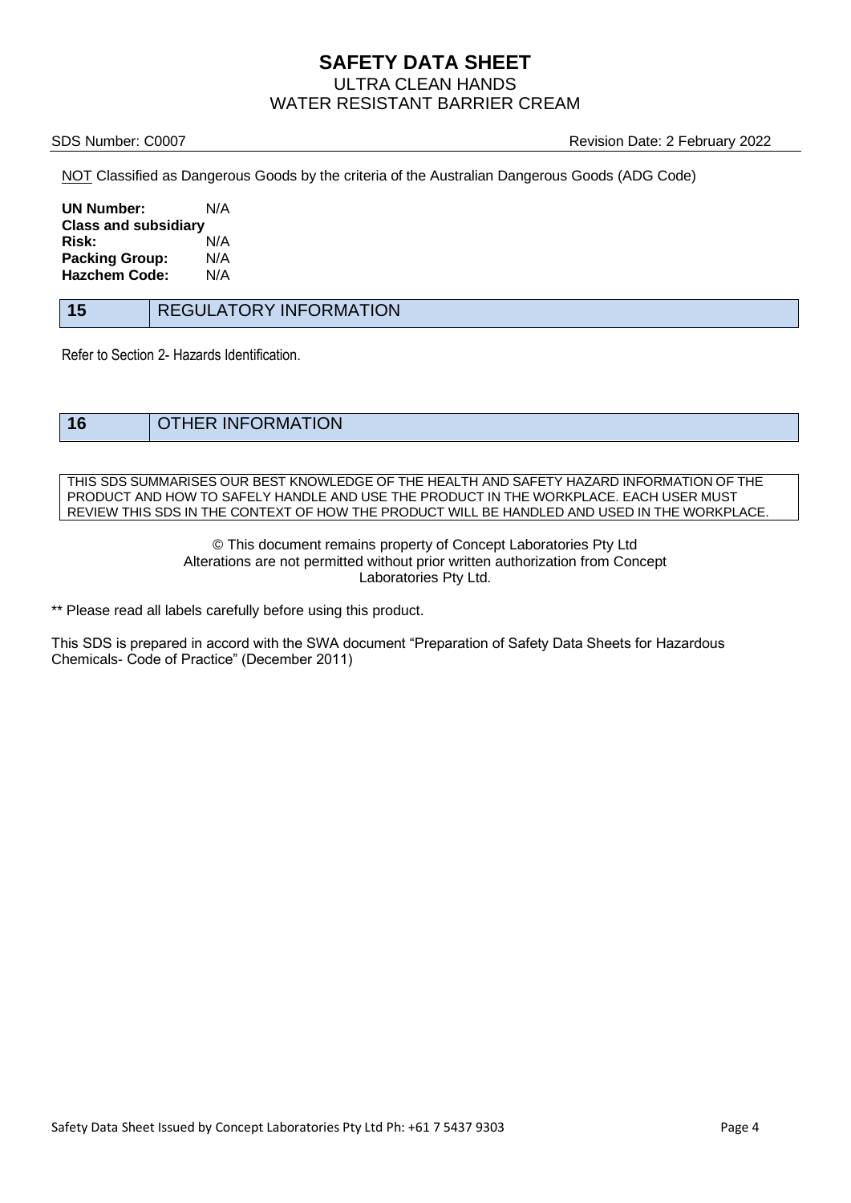NOT Classified as Dangerous Goods by the criteria of the Australian Dangerous Goods (ADG Code)

| | |
|---|---|
| **UN Number:** | N/A |
| **Class and subsidiary Risk:** | N/A |
| **Packing Group:** | N/A |
| **Hazchem Code:** | N/A |

## 15 REGULATORY INFORMATION

Refer to Section 2- Hazards Identification.

## 16 OTHER INFORMATION

THIS SDS SUMMARISES OUR BEST KNOWLEDGE OF THE HEALTH AND SAFETY HAZARD INFORMATION OF THE PRODUCT AND HOW TO SAFELY HANDLE AND USE THE PRODUCT IN THE WORKPLACE. EACH USER MUST REVIEW THIS SDS IN THE CONTEXT OF HOW THE PRODUCT WILL BE HANDLED AND USED IN THE WORKPLACE.

© This document remains property of Concept Laboratories Pty Ltd
Alterations are not permitted without prior written authorization from Concept Laboratories Pty Ltd.

** Please read all labels carefully before using this product.

This SDS is prepared in accord with the SWA document "Preparation of Safety Data Sheets for Hazardous Chemicals- Code of Practice" (December 2011)